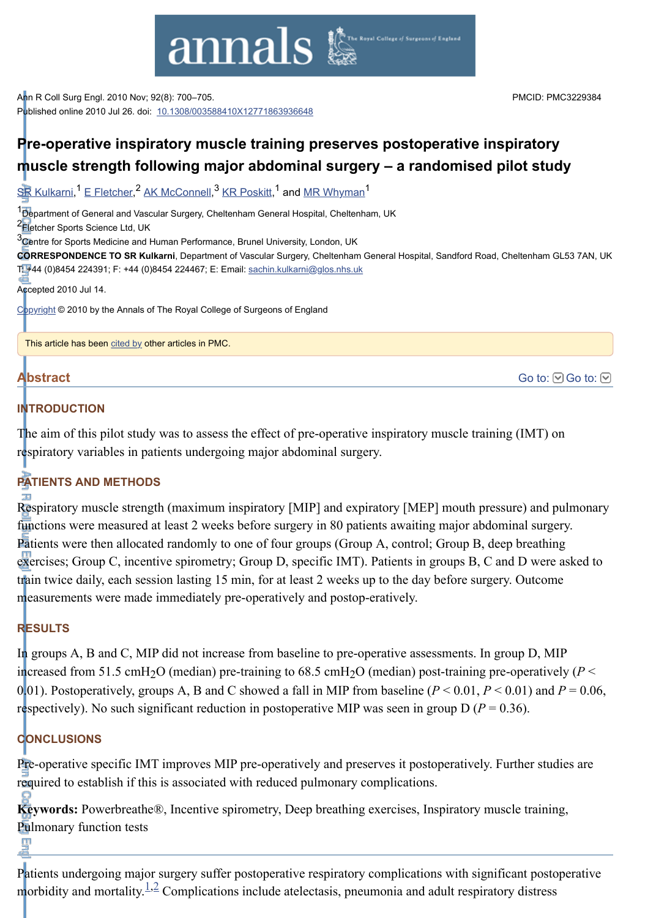Ann R Coll Surg Engl. 2010 Nov; 92(8): 700–705.

Published online 2010 Jul 26. doi: 10.1308/003588410X12771863936648

PMCID: PMC3229384

# Pre-operative inspiratory muscle training preserves postoperative inspiratory muscle strength following major abdominal surgery – a randomised pilot study

SR Kulkarni,[1] E Fletcher,[2] AK McConnell,[3] KR Poskitt,[1] and MR Whyman[1]

[1]Department of General and Vascular Surgery, Cheltenham General Hospital, Cheltenham, UK

[2]Fletcher Sports Science Ltd, UK

[3]Centre for Sports Medicine and Human Performance, Brunel University, London, UK

**CORRESPONDENCE TO SR Kulkarni**, Department of Vascular Surgery, Cheltenham General Hospital, Sandford Road, Cheltenham GL53 7AN, UK T: +44 (0)8454 224391; F: +44 (0)8454 224467; E: Email: sachin.kulkarni@glos.nhs.uk

Accepted 2010 Jul 14.

Copyright © 2010 by the Annals of The Royal College of Surgeons of England

This article has been cited by other articles in PMC.

## Abstract

### INTRODUCTION

The aim of this pilot study was to assess the effect of pre-operative inspiratory muscle training (IMT) on respiratory variables in patients undergoing major abdominal surgery.

### PATIENTS AND METHODS

Respiratory muscle strength (maximum inspiratory [MIP] and expiratory [MEP] mouth pressure) and pulmonary functions were measured at least 2 weeks before surgery in 80 patients awaiting major abdominal surgery. Patients were then allocated randomly to one of four groups (Group A, control; Group B, deep breathing exercises; Group C, incentive spirometry; Group D, specific IMT). Patients in groups B, C and D were asked to train twice daily, each session lasting 15 min, for at least 2 weeks up to the day before surgery. Outcome measurements were made immediately pre-operatively and postop-eratively.

### RESULTS

In groups A, B and C, MIP did not increase from baseline to pre-operative assessments. In group D, MIP increased from 51.5 $cmH_2O$ (median) pre-training to 68.5 $cmH_2O$ (median) post-training pre-operatively ($P < 0.01$). Postoperatively, groups A, B and C showed a fall in MIP from baseline ($P < 0.01$, $P < 0.01$) and $P = 0.06$, respectively). No such significant reduction in postoperative MIP was seen in group D ($P = 0.36$).

### CONCLUSIONS

Pre-operative specific IMT improves MIP pre-operatively and preserves it postoperatively. Further studies are required to establish if this is associated with reduced pulmonary complications.

**Keywords:** Powerbreathe®, Incentive spirometry, Deep breathing exercises, Inspiratory muscle training, Pulmonary function tests

Patients undergoing major surgery suffer postoperative respiratory complications with significant postoperative morbidity and mortality.[1,2] Complications include atelectasis, pneumonia and adult respiratory distress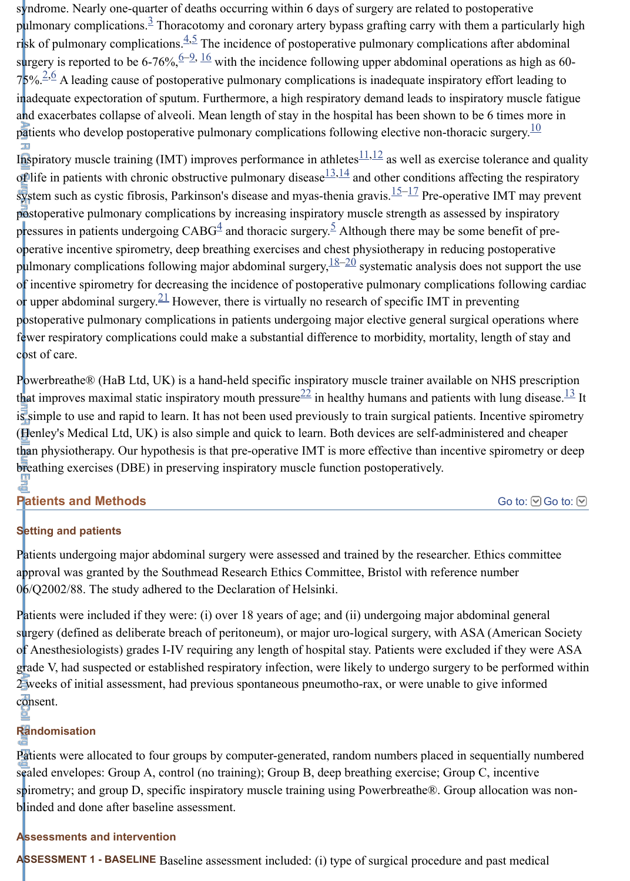syndrome. Nearly one-quarter of deaths occurring within 6 days of surgery are related to postoperative pulmonary complications.[3] Thoracotomy and coronary artery bypass grafting carry with them a particularly high risk of pulmonary complications.[4,5] The incidence of postoperative pulmonary complications after abdominal surgery is reported to be 6-76%,[6–9, 16] with the incidence following upper abdominal operations as high as 60-75%.[2,6] A leading cause of postoperative pulmonary complications is inadequate inspiratory effort leading to inadequate expectoration of sputum. Furthermore, a high respiratory demand leads to inspiratory muscle fatigue and exacerbates collapse of alveoli. Mean length of stay in the hospital has been shown to be 6 times more in patients who develop postoperative pulmonary complications following elective non-thoracic surgery.[10]

Inspiratory muscle training (IMT) improves performance in athletes[11,12] as well as exercise tolerance and quality of life in patients with chronic obstructive pulmonary disease[13,14] and other conditions affecting the respiratory system such as cystic fibrosis, Parkinson's disease and myas-thenia gravis.[15–17] Pre-operative IMT may prevent postoperative pulmonary complications by increasing inspiratory muscle strength as assessed by inspiratory pressures in patients undergoing CABG[4] and thoracic surgery.[5] Although there may be some benefit of pre-operative incentive spirometry, deep breathing exercises and chest physiotherapy in reducing postoperative pulmonary complications following major abdominal surgery,[18–20] systematic analysis does not support the use of incentive spirometry for decreasing the incidence of postoperative pulmonary complications following cardiac or upper abdominal surgery.[21] However, there is virtually no research of specific IMT in preventing postoperative pulmonary complications in patients undergoing major elective general surgical operations where fewer respiratory complications could make a substantial difference to morbidity, mortality, length of stay and cost of care.

Powerbreathe® (HaB Ltd, UK) is a hand-held specific inspiratory muscle trainer available on NHS prescription that improves maximal static inspiratory mouth pressure[22] in healthy humans and patients with lung disease.[13] It is simple to use and rapid to learn. It has not been used previously to train surgical patients. Incentive spirometry (Henley's Medical Ltd, UK) is also simple and quick to learn. Both devices are self-administered and cheaper than physiotherapy. Our hypothesis is that pre-operative IMT is more effective than incentive spirometry or deep breathing exercises (DBE) in preserving inspiratory muscle function postoperatively.

## Patients and Methods

### Setting and patients

Patients undergoing major abdominal surgery were assessed and trained by the researcher. Ethics committee approval was granted by the Southmead Research Ethics Committee, Bristol with reference number 06/Q2002/88. The study adhered to the Declaration of Helsinki.

Patients were included if they were: (i) over 18 years of age; and (ii) undergoing major abdominal general surgery (defined as deliberate breach of peritoneum), or major uro-logical surgery, with ASA (American Society of Anesthesiologists) grades I-IV requiring any length of hospital stay. Patients were excluded if they were ASA grade V, had suspected or established respiratory infection, were likely to undergo surgery to be performed within 2 weeks of initial assessment, had previous spontaneous pneumotho-rax, or were unable to give informed consent.

### Randomisation

Patients were allocated to four groups by computer-generated, random numbers placed in sequentially numbered sealed envelopes: Group A, control (no training); Group B, deep breathing exercise; Group C, incentive spirometry; and group D, specific inspiratory muscle training using Powerbreathe®. Group allocation was non-blinded and done after baseline assessment.

### Assessments and intervention

**ASSESSMENT 1 - BASELINE** Baseline assessment included: (i) type of surgical procedure and past medical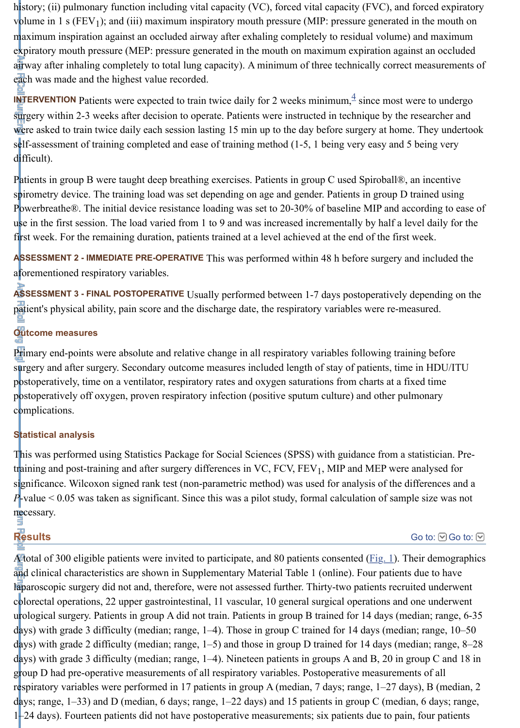history; (ii) pulmonary function including vital capacity (VC), forced vital capacity (FVC), and forced expiratory volume in 1 s ($FEV_1$); and (iii) maximum inspiratory mouth pressure (MIP: pressure generated in the mouth on maximum inspiration against an occluded airway after exhaling completely to residual volume) and maximum expiratory mouth pressure (MEP: pressure generated in the mouth on maximum expiration against an occluded airway after inhaling completely to total lung capacity). A minimum of three technically correct measurements of each was made and the highest value recorded.

**INTERVENTION** Patients were expected to train twice daily for 2 weeks minimum,[4] since most were to undergo surgery within 2-3 weeks after decision to operate. Patients were instructed in technique by the researcher and were asked to train twice daily each session lasting 15 min up to the day before surgery at home. They undertook self-assessment of training completed and ease of training method (1-5, 1 being very easy and 5 being very difficult).

Patients in group B were taught deep breathing exercises. Patients in group C used Spiroball®, an incentive spirometry device. The training load was set depending on age and gender. Patients in group D trained using Powerbreathe®. The initial device resistance loading was set to 20-30% of baseline MIP and according to ease of use in the first session. The load varied from 1 to 9 and was increased incrementally by half a level daily for the first week. For the remaining duration, patients trained at a level achieved at the end of the first week.

**ASSESSMENT 2 - IMMEDIATE PRE-OPERATIVE** This was performed within 48 h before surgery and included the aforementioned respiratory variables.

**ASSESSMENT 3 - FINAL POSTOPERATIVE** Usually performed between 1-7 days postoperatively depending on the patient's physical ability, pain score and the discharge date, the respiratory variables were re-measured.

### Outcome measures

Primary end-points were absolute and relative change in all respiratory variables following training before surgery and after surgery. Secondary outcome measures included length of stay of patients, time in HDU/ITU postoperatively, time on a ventilator, respiratory rates and oxygen saturations from charts at a fixed time postoperatively off oxygen, proven respiratory infection (positive sputum culture) and other pulmonary complications.

### Statistical analysis

This was performed using Statistics Package for Social Sciences (SPSS) with guidance from a statistician. Pre-training and post-training and after surgery differences in VC, FCV, $FEV_1$, MIP and MEP were analysed for significance. Wilcoxon signed rank test (non-parametric method) was used for analysis of the differences and a $P$-value < 0.05 was taken as significant. Since this was a pilot study, formal calculation of sample size was not necessary.

## Results

A total of 300 eligible patients were invited to participate, and 80 patients consented (Fig. 1). Their demographics and clinical characteristics are shown in Supplementary Material Table 1 (online). Four patients due to have laparoscopic surgery did not and, therefore, were not assessed further. Thirty-two patients recruited underwent colorectal operations, 22 upper gastrointestinal, 11 vascular, 10 general surgical operations and one underwent urological surgery. Patients in group A did not train. Patients in group B trained for 14 days (median; range, 6-35 days) with grade 3 difficulty (median; range, 1–4). Those in group C trained for 14 days (median; range, 10–50 days) with grade 2 difficulty (median; range, 1–5) and those in group D trained for 14 days (median; range, 8–28 days) with grade 3 difficulty (median; range, 1–4). Nineteen patients in groups A and B, 20 in group C and 18 in group D had pre-operative measurements of all respiratory variables. Postoperative measurements of all respiratory variables were performed in 17 patients in group A (median, 7 days; range, 1–27 days), B (median, 2 days; range, 1–33) and D (median, 6 days; range, 1–22 days) and 15 patients in group C (median, 6 days; range, 1–24 days). Fourteen patients did not have postoperative measurements; six patients due to pain, four patients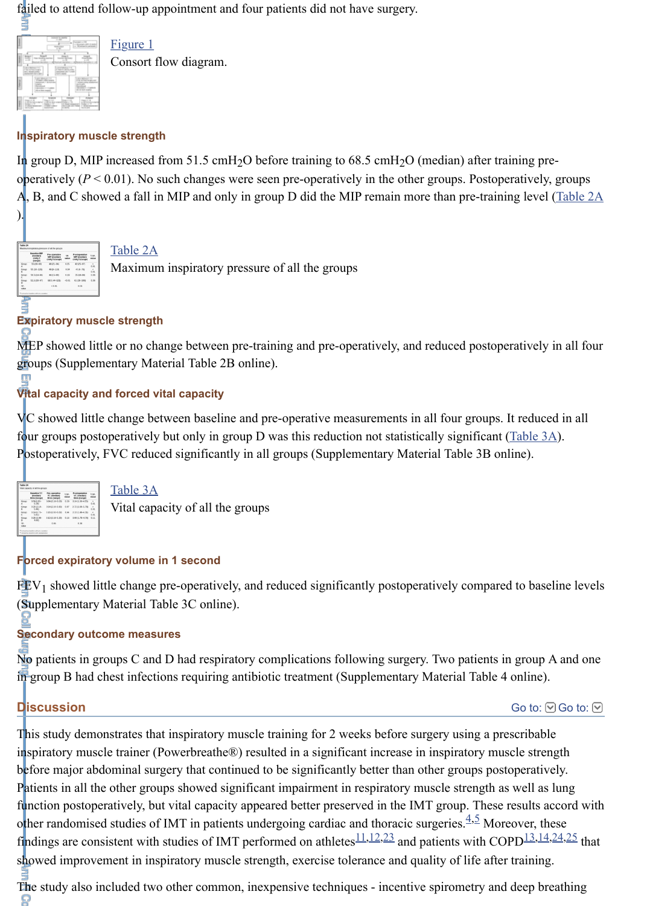failed to attend follow-up appointment and four patients did not have surgery.

Figure 1

Consort flow diagram.

### Inspiratory muscle strength

In group D, MIP increased from 51.5 $cmH_2O$ before training to 68.5 $cmH_2O$ (median) after training pre-operatively ($P < 0.01$). No such changes were seen pre-operatively in the other groups. Postoperatively, groups A, B, and C showed a fall in MIP and only in group D did the MIP remain more than pre-training level (Table 2A).

Table 2A

Maximum inspiratory pressure of all the groups

### Expiratory muscle strength

MEP showed little or no change between pre-training and pre-operatively, and reduced postoperatively in all four groups (Supplementary Material Table 2B online).

### Vital capacity and forced vital capacity

VC showed little change between baseline and pre-operative measurements in all four groups. It reduced in all four groups postoperatively but only in group D was this reduction not statistically significant (Table 3A). Postoperatively, FVC reduced significantly in all groups (Supplementary Material Table 3B online).

Table 3A

Vital capacity of all the groups

### Forced expiratory volume in 1 second

$FEV_1$ showed little change pre-operatively, and reduced significantly postoperatively compared to baseline levels (Supplementary Material Table 3C online).

### Secondary outcome measures

No patients in groups C and D had respiratory complications following surgery. Two patients in group A and one in group B had chest infections requiring antibiotic treatment (Supplementary Material Table 4 online).

## Discussion

This study demonstrates that inspiratory muscle training for 2 weeks before surgery using a prescribable inspiratory muscle trainer (Powerbreathe®) resulted in a significant increase in inspiratory muscle strength before major abdominal surgery that continued to be significantly better than other groups postoperatively. Patients in all the other groups showed significant impairment in respiratory muscle strength as well as lung function postoperatively, but vital capacity appeared better preserved in the IMT group. These results accord with other randomised studies of IMT in patients undergoing cardiac and thoracic surgeries.[4,5] Moreover, these findings are consistent with studies of IMT performed on athletes[11,12,23] and patients with COPD[13,14,24,25] that showed improvement in inspiratory muscle strength, exercise tolerance and quality of life after training.

The study also included two other common, inexpensive techniques - incentive spirometry and deep breathing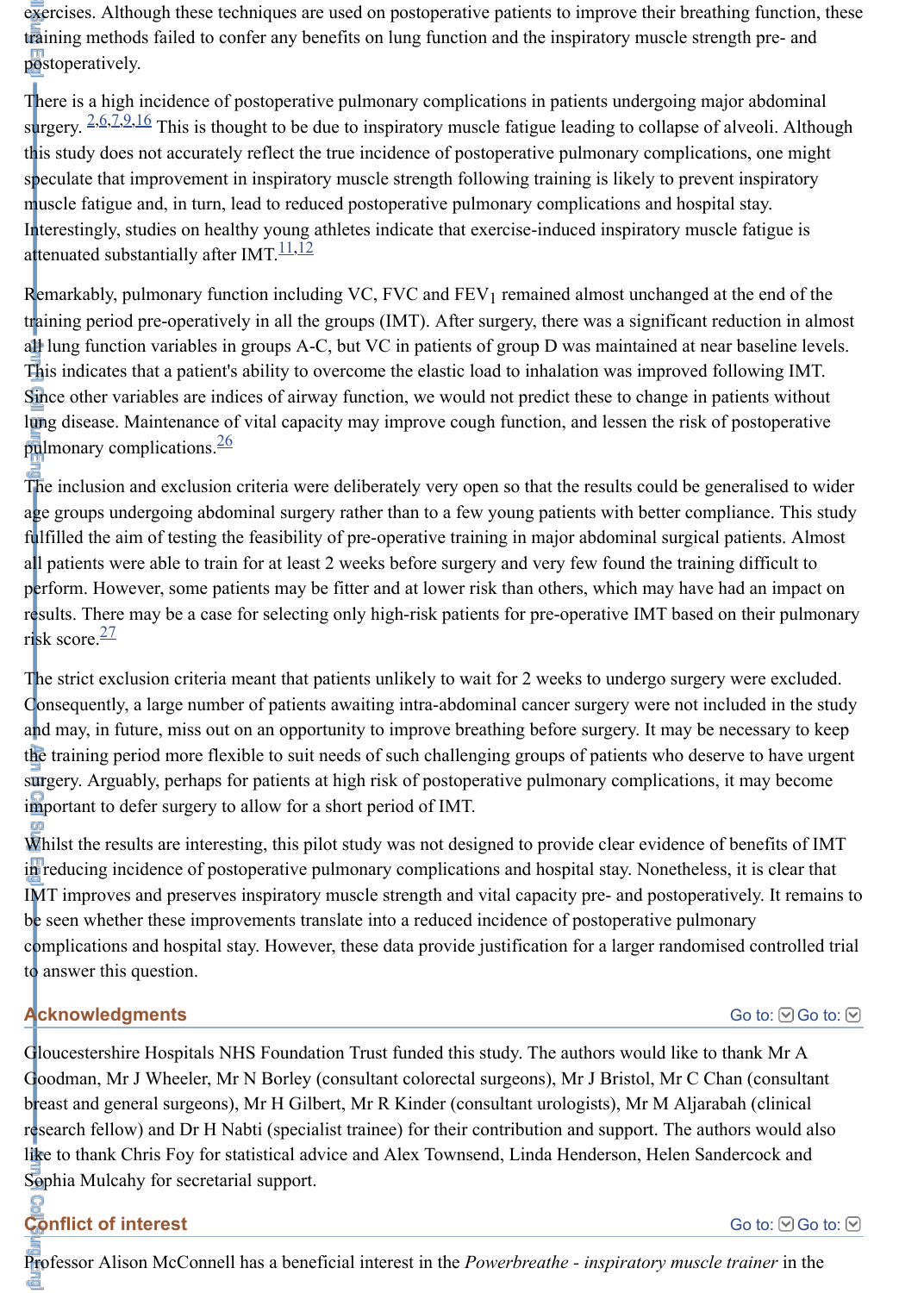exercises. Although these techniques are used on postoperative patients to improve their breathing function, these training methods failed to confer any benefits on lung function and the inspiratory muscle strength pre- and postoperatively.

There is a high incidence of postoperative pulmonary complications in patients undergoing major abdominal surgery.[2,6,7,9,16] This is thought to be due to inspiratory muscle fatigue leading to collapse of alveoli. Although this study does not accurately reflect the true incidence of postoperative pulmonary complications, one might speculate that improvement in inspiratory muscle strength following training is likely to prevent inspiratory muscle fatigue and, in turn, lead to reduced postoperative pulmonary complications and hospital stay. Interestingly, studies on healthy young athletes indicate that exercise-induced inspiratory muscle fatigue is attenuated substantially after IMT.[11,12]

Remarkably, pulmonary function including VC, FVC and $FEV_1$ remained almost unchanged at the end of the training period pre-operatively in all the groups (IMT). After surgery, there was a significant reduction in almost all lung function variables in groups A-C, but VC in patients of group D was maintained at near baseline levels. This indicates that a patient's ability to overcome the elastic load to inhalation was improved following IMT. Since other variables are indices of airway function, we would not predict these to change in patients without lung disease. Maintenance of vital capacity may improve cough function, and lessen the risk of postoperative pulmonary complications.[26]

The inclusion and exclusion criteria were deliberately very open so that the results could be generalised to wider age groups undergoing abdominal surgery rather than to a few young patients with better compliance. This study fulfilled the aim of testing the feasibility of pre-operative training in major abdominal surgical patients. Almost all patients were able to train for at least 2 weeks before surgery and very few found the training difficult to perform. However, some patients may be fitter and at lower risk than others, which may have had an impact on results. There may be a case for selecting only high-risk patients for pre-operative IMT based on their pulmonary risk score.[27]

The strict exclusion criteria meant that patients unlikely to wait for 2 weeks to undergo surgery were excluded. Consequently, a large number of patients awaiting intra-abdominal cancer surgery were not included in the study and may, in future, miss out on an opportunity to improve breathing before surgery. It may be necessary to keep the training period more flexible to suit needs of such challenging groups of patients who deserve to have urgent surgery. Arguably, perhaps for patients at high risk of postoperative pulmonary complications, it may become important to defer surgery to allow for a short period of IMT.

Whilst the results are interesting, this pilot study was not designed to provide clear evidence of benefits of IMT in reducing incidence of postoperative pulmonary complications and hospital stay. Nonetheless, it is clear that IMT improves and preserves inspiratory muscle strength and vital capacity pre- and postoperatively. It remains to be seen whether these improvements translate into a reduced incidence of postoperative pulmonary complications and hospital stay. However, these data provide justification for a larger randomised controlled trial to answer this question.

## Acknowledgments

Gloucestershire Hospitals NHS Foundation Trust funded this study. The authors would like to thank Mr A Goodman, Mr J Wheeler, Mr N Borley (consultant colorectal surgeons), Mr J Bristol, Mr C Chan (consultant breast and general surgeons), Mr H Gilbert, Mr R Kinder (consultant urologists), Mr M Aljarabah (clinical research fellow) and Dr H Nabti (specialist trainee) for their contribution and support. The authors would also like to thank Chris Foy for statistical advice and Alex Townsend, Linda Henderson, Helen Sandercock and Sophia Mulcahy for secretarial support.

## Conflict of interest

Professor Alison McConnell has a beneficial interest in the *Powerbreathe - inspiratory muscle trainer* in the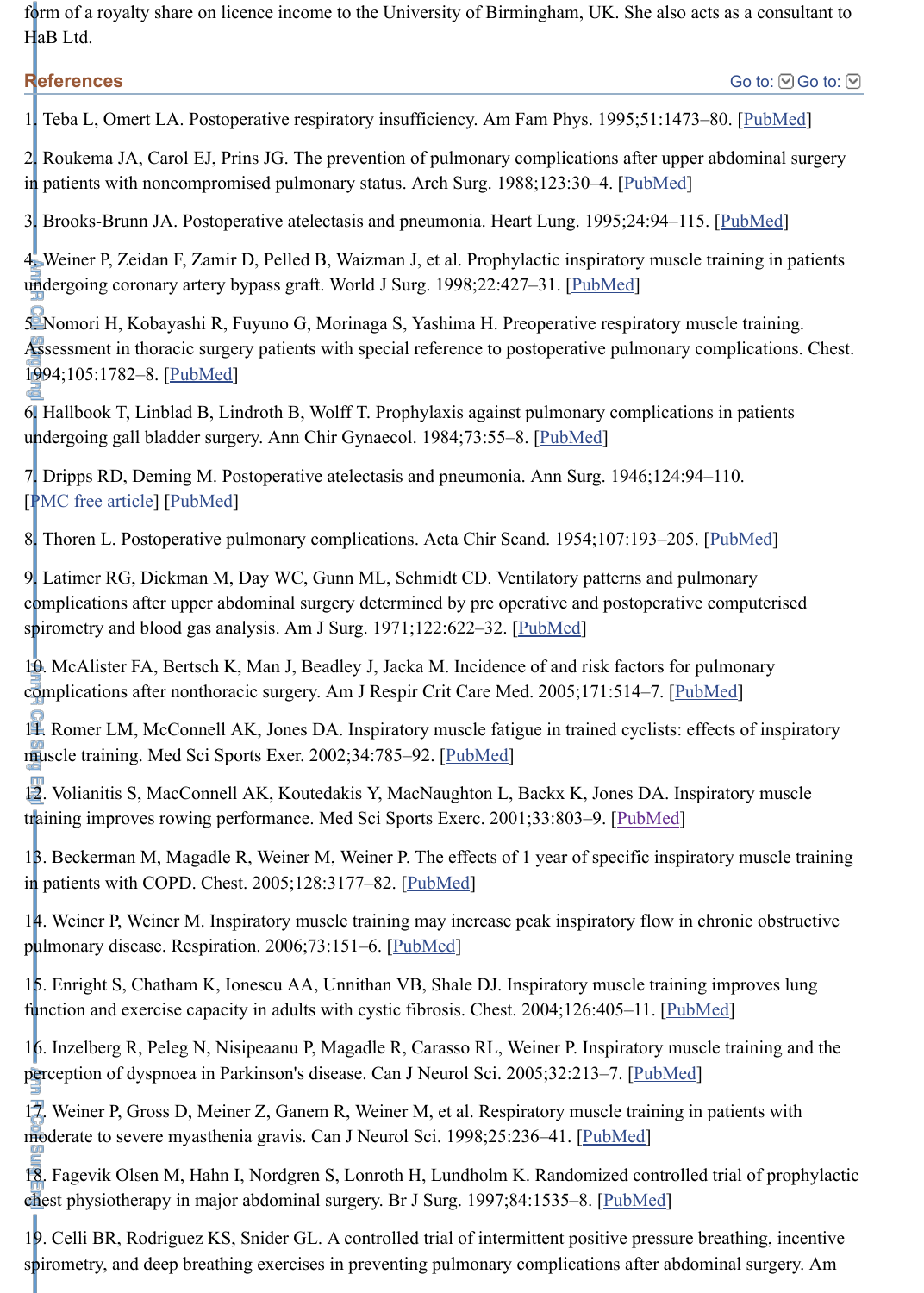form of a royalty share on licence income to the University of Birmingham, UK. She also acts as a consultant to HaB Ltd.

## References

1. Teba L, Omert LA. Postoperative respiratory insufficiency. Am Fam Phys. 1995;51:1473–80. [PubMed]

2. Roukema JA, Carol EJ, Prins JG. The prevention of pulmonary complications after upper abdominal surgery in patients with noncompromised pulmonary status. Arch Surg. 1988;123:30–4. [PubMed]

3. Brooks-Brunn JA. Postoperative atelectasis and pneumonia. Heart Lung. 1995;24:94–115. [PubMed]

4. Weiner P, Zeidan F, Zamir D, Pelled B, Waizman J, et al. Prophylactic inspiratory muscle training in patients undergoing coronary artery bypass graft. World J Surg. 1998;22:427–31. [PubMed]

5. Nomori H, Kobayashi R, Fuyuno G, Morinaga S, Yashima H. Preoperative respiratory muscle training. Assessment in thoracic surgery patients with special reference to postoperative pulmonary complications. Chest. 1994;105:1782–8. [PubMed]

6. Hallbook T, Linblad B, Lindroth B, Wolff T. Prophylaxis against pulmonary complications in patients undergoing gall bladder surgery. Ann Chir Gynaecol. 1984;73:55–8. [PubMed]

7. Dripps RD, Deming M. Postoperative atelectasis and pneumonia. Ann Surg. 1946;124:94–110. [PMC free article] [PubMed]

8. Thoren L. Postoperative pulmonary complications. Acta Chir Scand. 1954;107:193–205. [PubMed]

9. Latimer RG, Dickman M, Day WC, Gunn ML, Schmidt CD. Ventilatory patterns and pulmonary complications after upper abdominal surgery determined by pre operative and postoperative computerised spirometry and blood gas analysis. Am J Surg. 1971;122:622–32. [PubMed]

10. McAlister FA, Bertsch K, Man J, Beadley J, Jacka M. Incidence of and risk factors for pulmonary complications after nonthoracic surgery. Am J Respir Crit Care Med. 2005;171:514–7. [PubMed]

11. Romer LM, McConnell AK, Jones DA. Inspiratory muscle fatigue in trained cyclists: effects of inspiratory muscle training. Med Sci Sports Exer. 2002;34:785–92. [PubMed]

12. Volianitis S, MacConnell AK, Koutedakis Y, MacNaughton L, Backx K, Jones DA. Inspiratory muscle training improves rowing performance. Med Sci Sports Exerc. 2001;33:803–9. [PubMed]

13. Beckerman M, Magadle R, Weiner M, Weiner P. The effects of 1 year of specific inspiratory muscle training in patients with COPD. Chest. 2005;128:3177–82. [PubMed]

14. Weiner P, Weiner M. Inspiratory muscle training may increase peak inspiratory flow in chronic obstructive pulmonary disease. Respiration. 2006;73:151–6. [PubMed]

15. Enright S, Chatham K, Ionescu AA, Unnithan VB, Shale DJ. Inspiratory muscle training improves lung function and exercise capacity in adults with cystic fibrosis. Chest. 2004;126:405–11. [PubMed]

16. Inzelberg R, Peleg N, Nisipeaanu P, Magadle R, Carasso RL, Weiner P. Inspiratory muscle training and the perception of dyspnoea in Parkinson's disease. Can J Neurol Sci. 2005;32:213–7. [PubMed]

17. Weiner P, Gross D, Meiner Z, Ganem R, Weiner M, et al. Respiratory muscle training in patients with moderate to severe myasthenia gravis. Can J Neurol Sci. 1998;25:236–41. [PubMed]

18. Fagevik Olsen M, Hahn I, Nordgren S, Lonroth H, Lundholm K. Randomized controlled trial of prophylactic chest physiotherapy in major abdominal surgery. Br J Surg. 1997;84:1535–8. [PubMed]

19. Celli BR, Rodriguez KS, Snider GL. A controlled trial of intermittent positive pressure breathing, incentive spirometry, and deep breathing exercises in preventing pulmonary complications after abdominal surgery. Am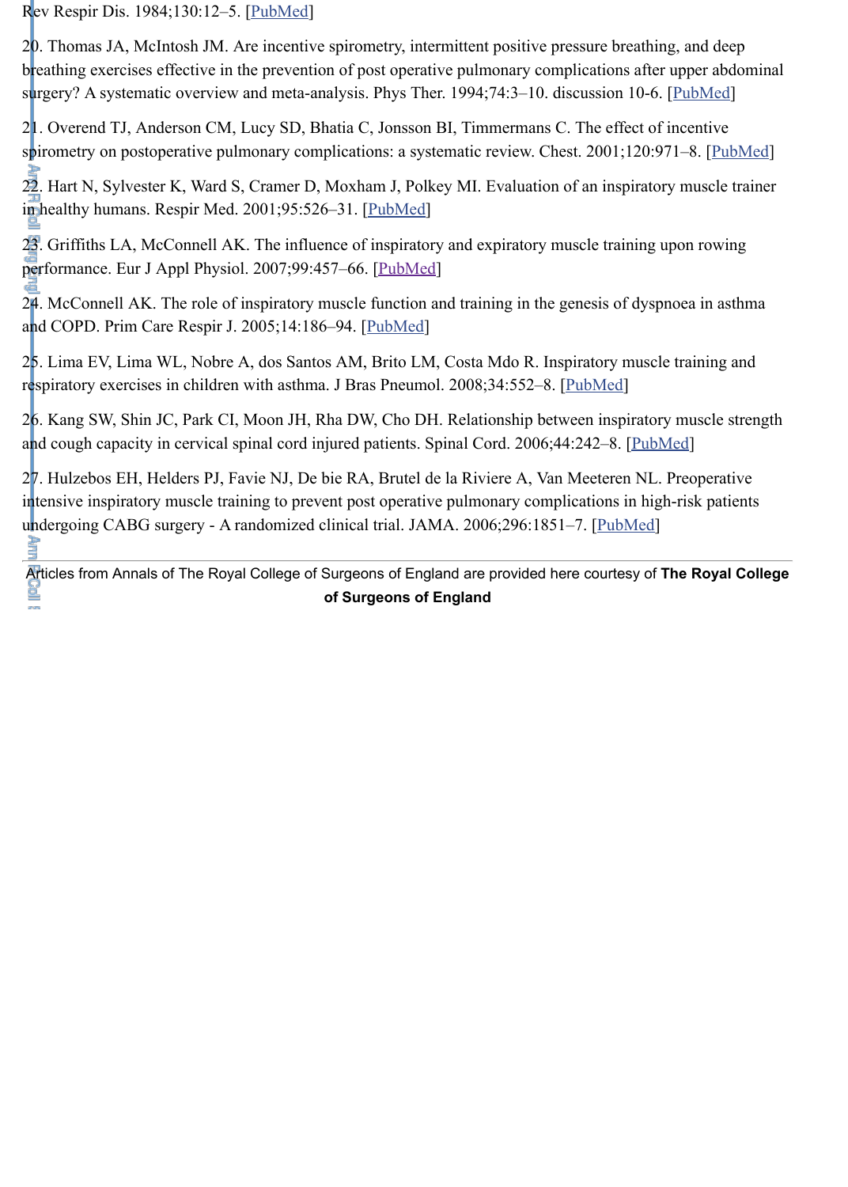Rev Respir Dis. 1984;130:12–5. [PubMed]

20. Thomas JA, McIntosh JM. Are incentive spirometry, intermittent positive pressure breathing, and deep breathing exercises effective in the prevention of post operative pulmonary complications after upper abdominal surgery? A systematic overview and meta-analysis. Phys Ther. 1994;74:3–10. discussion 10-6. [PubMed]

21. Overend TJ, Anderson CM, Lucy SD, Bhatia C, Jonsson BI, Timmermans C. The effect of incentive spirometry on postoperative pulmonary complications: a systematic review. Chest. 2001;120:971–8. [PubMed]

22. Hart N, Sylvester K, Ward S, Cramer D, Moxham J, Polkey MI. Evaluation of an inspiratory muscle trainer in healthy humans. Respir Med. 2001;95:526–31. [PubMed]

23. Griffiths LA, McConnell AK. The influence of inspiratory and expiratory muscle training upon rowing performance. Eur J Appl Physiol. 2007;99:457–66. [PubMed]

24. McConnell AK. The role of inspiratory muscle function and training in the genesis of dyspnoea in asthma and COPD. Prim Care Respir J. 2005;14:186–94. [PubMed]

25. Lima EV, Lima WL, Nobre A, dos Santos AM, Brito LM, Costa Mdo R. Inspiratory muscle training and respiratory exercises in children with asthma. J Bras Pneumol. 2008;34:552–8. [PubMed]

26. Kang SW, Shin JC, Park CI, Moon JH, Rha DW, Cho DH. Relationship between inspiratory muscle strength and cough capacity in cervical spinal cord injured patients. Spinal Cord. 2006;44:242–8. [PubMed]

27. Hulzebos EH, Helders PJ, Favie NJ, De bie RA, Brutel de la Riviere A, Van Meeteren NL. Preoperative intensive inspiratory muscle training to prevent post operative pulmonary complications in high-risk patients undergoing CABG surgery - A randomized clinical trial. JAMA. 2006;296:1851–7. [PubMed]

---

Articles from Annals of The Royal College of Surgeons of England are provided here courtesy of **The Royal College of Surgeons of England**